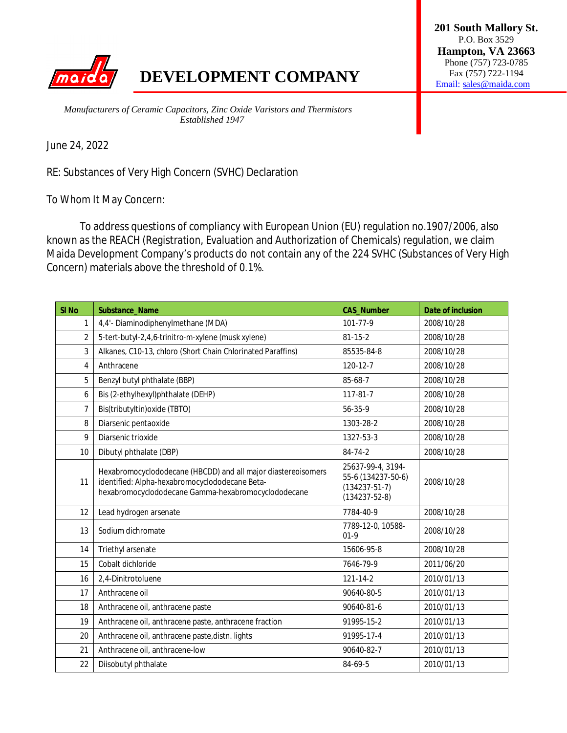# DEVELOPMENT COMPANY

201 South Mallory St.
P.O. Box 3529
**Hampton, VA 23663**
Phone (757) 723-0785
Fax (757) 722-1194
Email: sales@maida.com

*Manufacturers of Ceramic Capacitors, Zinc Oxide Varistors and Thermistors*
*Established 1947*

June 24, 2022

RE: Substances of Very High Concern (SVHC) Declaration

To Whom It May Concern:

To address questions of compliancy with European Union (EU) regulation no.1907/2006, also known as the REACH (Registration, Evaluation and Authorization of Chemicals) regulation, we claim Maida Development Company's products do not contain any of the 224 SVHC (Substances of Very High Concern) materials above the threshold of 0.1%.

| Sl No | Substance_Name | CAS_Number | Date of inclusion |
|---|---|---|---|
| 1 | 4,4'- Diaminodiphenylmethane (MDA) | 101-77-9 | 2008/10/28 |
| 2 | 5-tert-butyl-2,4,6-trinitro-m-xylene (musk xylene) | 81-15-2 | 2008/10/28 |
| 3 | Alkanes, C10-13, chloro (Short Chain Chlorinated Paraffins) | 85535-84-8 | 2008/10/28 |
| 4 | Anthracene | 120-12-7 | 2008/10/28 |
| 5 | Benzyl butyl phthalate (BBP) | 85-68-7 | 2008/10/28 |
| 6 | Bis (2-ethylhexyl)phthalate (DEHP) | 117-81-7 | 2008/10/28 |
| 7 | Bis(tributyltin)oxide (TBTO) | 56-35-9 | 2008/10/28 |
| 8 | Diarsenic pentaoxide | 1303-28-2 | 2008/10/28 |
| 9 | Diarsenic trioxide | 1327-53-3 | 2008/10/28 |
| 10 | Dibutyl phthalate (DBP) | 84-74-2 | 2008/10/28 |
| 11 | Hexabromocyclododecane (HBCDD) and all major diastereoisomers identified: Alpha-hexabromocyclododecane Beta-hexabromocyclododecane Gamma-hexabromocyclododecane | 25637-99-4, 3194-55-6 (134237-50-6) (134237-51-7) (134237-52-8) | 2008/10/28 |
| 12 | Lead hydrogen arsenate | 7784-40-9 | 2008/10/28 |
| 13 | Sodium dichromate | 7789-12-0, 10588-01-9 | 2008/10/28 |
| 14 | Triethyl arsenate | 15606-95-8 | 2008/10/28 |
| 15 | Cobalt dichloride | 7646-79-9 | 2011/06/20 |
| 16 | 2,4-Dinitrotoluene | 121-14-2 | 2010/01/13 |
| 17 | Anthracene oil | 90640-80-5 | 2010/01/13 |
| 18 | Anthracene oil, anthracene paste | 90640-81-6 | 2010/01/13 |
| 19 | Anthracene oil, anthracene paste, anthracene fraction | 91995-15-2 | 2010/01/13 |
| 20 | Anthracene oil, anthracene paste,distn. lights | 91995-17-4 | 2010/01/13 |
| 21 | Anthracene oil, anthracene-low | 90640-82-7 | 2010/01/13 |
| 22 | Diisobutyl phthalate | 84-69-5 | 2010/01/13 |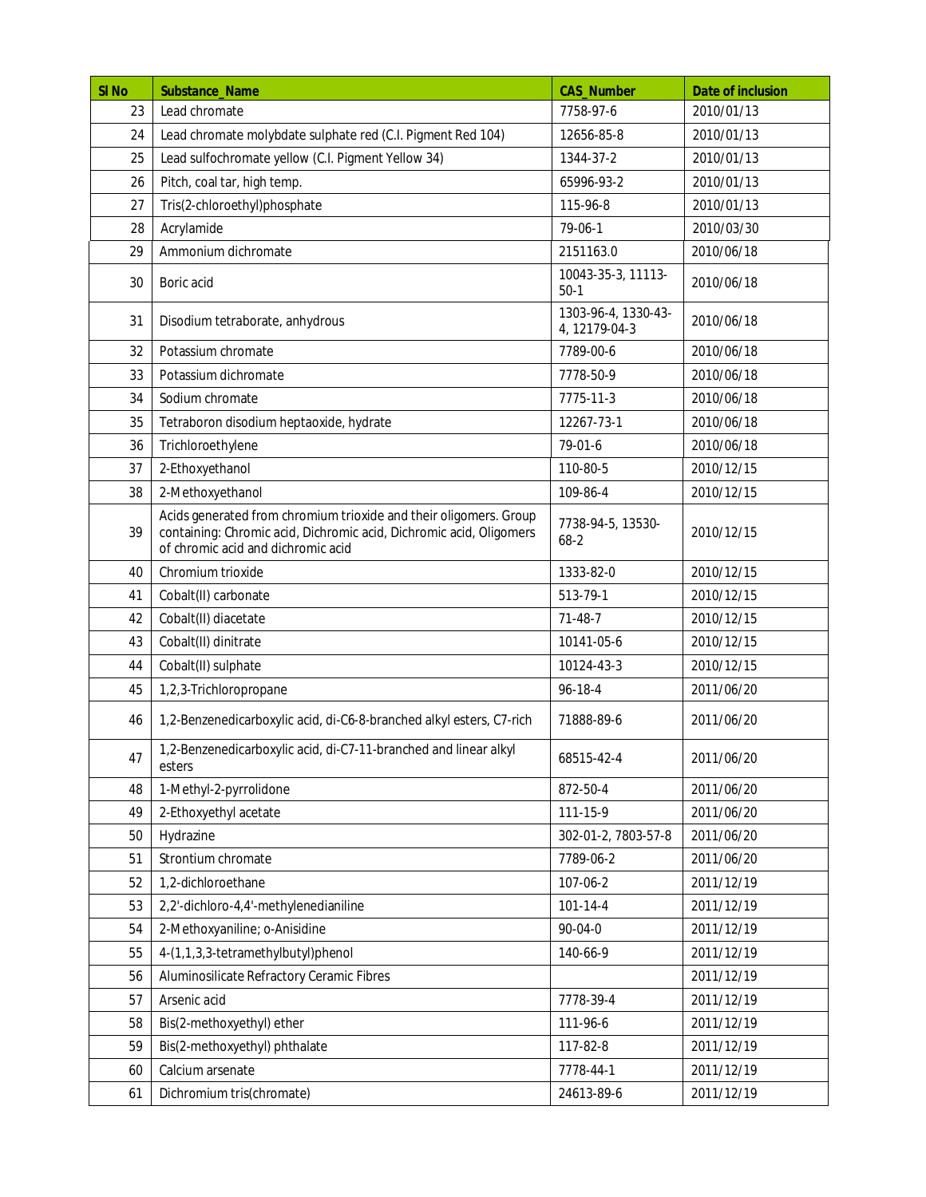| Sl No | Substance_Name | CAS_Number | Date of inclusion |
|---|---|---|---|
| 23 | Lead chromate | 7758-97-6 | 2010/01/13 |
| 24 | Lead chromate molybdate sulphate red (C.I. Pigment Red 104) | 12656-85-8 | 2010/01/13 |
| 25 | Lead sulfochromate yellow (C.I. Pigment Yellow 34) | 1344-37-2 | 2010/01/13 |
| 26 | Pitch, coal tar, high temp. | 65996-93-2 | 2010/01/13 |
| 27 | Tris(2-chloroethyl)phosphate | 115-96-8 | 2010/01/13 |
| 28 | Acrylamide | 79-06-1 | 2010/03/30 |
| 29 | Ammonium dichromate | 2151163.0 | 2010/06/18 |
| 30 | Boric acid | 10043-35-3, 11113-50-1 | 2010/06/18 |
| 31 | Disodium tetraborate, anhydrous | 1303-96-4, 1330-43-4, 12179-04-3 | 2010/06/18 |
| 32 | Potassium chromate | 7789-00-6 | 2010/06/18 |
| 33 | Potassium dichromate | 7778-50-9 | 2010/06/18 |
| 34 | Sodium chromate | 7775-11-3 | 2010/06/18 |
| 35 | Tetraboron disodium heptaoxide, hydrate | 12267-73-1 | 2010/06/18 |
| 36 | Trichloroethylene | 79-01-6 | 2010/06/18 |
| 37 | 2-Ethoxyethanol | 110-80-5 | 2010/12/15 |
| 38 | 2-Methoxyethanol | 109-86-4 | 2010/12/15 |
| 39 | Acids generated from chromium trioxide and their oligomers. Group containing: Chromic acid, Dichromic acid, Dichromic acid, Oligomers of chromic acid and dichromic acid | 7738-94-5, 13530-68-2 | 2010/12/15 |
| 40 | Chromium trioxide | 1333-82-0 | 2010/12/15 |
| 41 | Cobalt(II) carbonate | 513-79-1 | 2010/12/15 |
| 42 | Cobalt(II) diacetate | 71-48-7 | 2010/12/15 |
| 43 | Cobalt(II) dinitrate | 10141-05-6 | 2010/12/15 |
| 44 | Cobalt(II) sulphate | 10124-43-3 | 2010/12/15 |
| 45 | 1,2,3-Trichloropropane | 96-18-4 | 2011/06/20 |
| 46 | 1,2-Benzenedicarboxylic acid, di-C6-8-branched alkyl esters, C7-rich | 71888-89-6 | 2011/06/20 |
| 47 | 1,2-Benzenedicarboxylic acid, di-C7-11-branched and linear alkyl esters | 68515-42-4 | 2011/06/20 |
| 48 | 1-Methyl-2-pyrrolidone | 872-50-4 | 2011/06/20 |
| 49 | 2-Ethoxyethyl acetate | 111-15-9 | 2011/06/20 |
| 50 | Hydrazine | 302-01-2, 7803-57-8 | 2011/06/20 |
| 51 | Strontium chromate | 7789-06-2 | 2011/06/20 |
| 52 | 1,2-dichloroethane | 107-06-2 | 2011/12/19 |
| 53 | 2,2'-dichloro-4,4'-methylenedianiline | 101-14-4 | 2011/12/19 |
| 54 | 2-Methoxyaniline; o-Anisidine | 90-04-0 | 2011/12/19 |
| 55 | 4-(1,1,3,3-tetramethylbutyl)phenol | 140-66-9 | 2011/12/19 |
| 56 | Aluminosilicate Refractory Ceramic Fibres | | 2011/12/19 |
| 57 | Arsenic acid | 7778-39-4 | 2011/12/19 |
| 58 | Bis(2-methoxyethyl) ether | 111-96-6 | 2011/12/19 |
| 59 | Bis(2-methoxyethyl) phthalate | 117-82-8 | 2011/12/19 |
| 60 | Calcium arsenate | 7778-44-1 | 2011/12/19 |
| 61 | Dichromium tris(chromate) | 24613-89-6 | 2011/12/19 |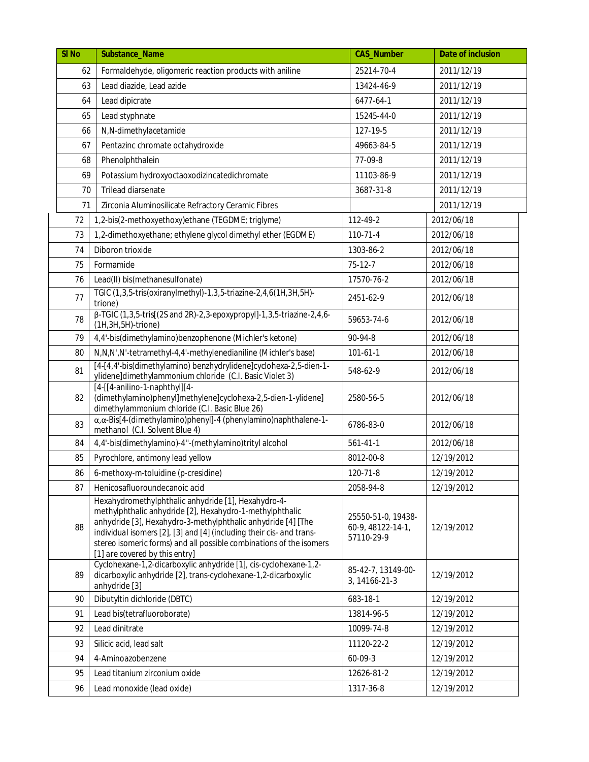| Sl No | Substance_Name | CAS_Number | Date of inclusion |
|---|---|---|---|
| 62 | Formaldehyde, oligomeric reaction products with aniline | 25214-70-4 | 2011/12/19 |
| 63 | Lead diazide, Lead azide | 13424-46-9 | 2011/12/19 |
| 64 | Lead dipicrate | 6477-64-1 | 2011/12/19 |
| 65 | Lead styphnate | 15245-44-0 | 2011/12/19 |
| 66 | N,N-dimethylacetamide | 127-19-5 | 2011/12/19 |
| 67 | Pentazinc chromate octahydroxide | 49663-84-5 | 2011/12/19 |
| 68 | Phenolphthalein | 77-09-8 | 2011/12/19 |
| 69 | Potassium hydroxyoctaoxodizincatedichromate | 11103-86-9 | 2011/12/19 |
| 70 | Trilead diarsenate | 3687-31-8 | 2011/12/19 |
| 71 | Zirconia Aluminosilicate Refractory Ceramic Fibres | | 2011/12/19 |
| 72 | 1,2-bis(2-methoxyethoxy)ethane (TEGDME; triglyme) | 112-49-2 | 2012/06/18 |
| 73 | 1,2-dimethoxyethane; ethylene glycol dimethyl ether (EGDME) | 110-71-4 | 2012/06/18 |
| 74 | Diboron trioxide | 1303-86-2 | 2012/06/18 |
| 75 | Formamide | 75-12-7 | 2012/06/18 |
| 76 | Lead(II) bis(methanesulfonate) | 17570-76-2 | 2012/06/18 |
| 77 | TGIC (1,3,5-tris(oxiranylmethyl)-1,3,5-triazine-2,4,6(1H,3H,5H)-trione) | 2451-62-9 | 2012/06/18 |
| 78 | β-TGIC (1,3,5-tris[(2S and 2R)-2,3-epoxypropyl]-1,3,5-triazine-2,4,6-(1H,3H,5H)-trione) | 59653-74-6 | 2012/06/18 |
| 79 | 4,4'-bis(dimethylamino)benzophenone (Michler's ketone) | 90-94-8 | 2012/06/18 |
| 80 | N,N,N',N'-tetramethyl-4,4'-methylenedianiline (Michler's base) | 101-61-1 | 2012/06/18 |
| 81 | [4-[4,4'-bis(dimethylamino) benzhydrylidene]cyclohexa-2,5-dien-1-ylidene]dimethylammonium chloride (C.I. Basic Violet 3) | 548-62-9 | 2012/06/18 |
| 82 | [4-[[4-anilino-1-naphthyl][4-(dimethylamino)phenyl]methylene]cyclohexa-2,5-dien-1-ylidene] dimethylammonium chloride (C.I. Basic Blue 26) | 2580-56-5 | 2012/06/18 |
| 83 | α,α-Bis[4-(dimethylamino)phenyl]-4 (phenylamino)naphthalene-1-methanol (C.I. Solvent Blue 4) | 6786-83-0 | 2012/06/18 |
| 84 | 4,4'-bis(dimethylamino)-4''-(methylamino)trityl alcohol | 561-41-1 | 2012/06/18 |
| 85 | Pyrochlore, antimony lead yellow | 8012-00-8 | 12/19/2012 |
| 86 | 6-methoxy-m-toluidine (p-cresidine) | 120-71-8 | 12/19/2012 |
| 87 | Henicosafluoroundecanoic acid | 2058-94-8 | 12/19/2012 |
| 88 | Hexahydromethylphthalic anhydride [1], Hexahydro-4-methylphthalic anhydride [2], Hexahydro-1-methylphthalic anhydride [3], Hexahydro-3-methylphthalic anhydride [4] [The individual isomers [2], [3] and [4] (including their cis- and trans-stereo isomeric forms) and all possible combinations of the isomers [1] are covered by this entry] | 25550-51-0, 19438-60-9, 48122-14-1, 57110-29-9 | 12/19/2012 |
| 89 | Cyclohexane-1,2-dicarboxylic anhydride [1], cis-cyclohexane-1,2-dicarboxylic anhydride [2], trans-cyclohexane-1,2-dicarboxylic anhydride [3] | 85-42-7, 13149-00-3, 14166-21-3 | 12/19/2012 |
| 90 | Dibutyltin dichloride (DBTC) | 683-18-1 | 12/19/2012 |
| 91 | Lead bis(tetrafluoroborate) | 13814-96-5 | 12/19/2012 |
| 92 | Lead dinitrate | 10099-74-8 | 12/19/2012 |
| 93 | Silicic acid, lead salt | 11120-22-2 | 12/19/2012 |
| 94 | 4-Aminoazobenzene | 60-09-3 | 12/19/2012 |
| 95 | Lead titanium zirconium oxide | 12626-81-2 | 12/19/2012 |
| 96 | Lead monoxide (lead oxide) | 1317-36-8 | 12/19/2012 |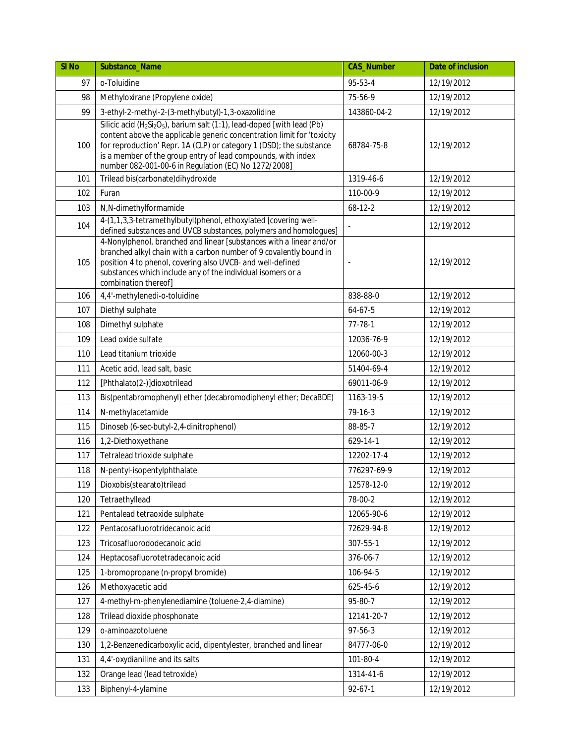| Sl No | Substance_Name | CAS_Number | Date of inclusion |
|---|---|---|---|
| 97 | o-Toluidine | 95-53-4 | 12/19/2012 |
| 98 | Methyloxirane (Propylene oxide) | 75-56-9 | 12/19/2012 |
| 99 | 3-ethyl-2-methyl-2-(3-methylbutyl)-1,3-oxazolidine | 143860-04-2 | 12/19/2012 |
| 100 | Silicic acid ($H_2Si_2O_5$), barium salt (1:1), lead-doped [with lead (Pb) content above the applicable generic concentration limit for 'toxicity for reproduction' Repr. 1A (CLP) or category 1 (DSD); the substance is a member of the group entry of lead compounds, with index number 082-001-00-6 in Regulation (EC) No 1272/2008] | 68784-75-8 | 12/19/2012 |
| 101 | Trilead bis(carbonate)dihydroxide | 1319-46-6 | 12/19/2012 |
| 102 | Furan | 110-00-9 | 12/19/2012 |
| 103 | N,N-dimethylformamide | 68-12-2 | 12/19/2012 |
| 104 | 4-(1,1,3,3-tetramethylbutyl)phenol, ethoxylated [covering well-defined substances and UVCB substances, polymers and homologues] | - | 12/19/2012 |
| 105 | 4-Nonylphenol, branched and linear [substances with a linear and/or branched alkyl chain with a carbon number of 9 covalently bound in position 4 to phenol, covering also UVCB- and well-defined substances which include any of the individual isomers or a combination thereof] | - | 12/19/2012 |
| 106 | 4,4'-methylenedi-o-toluidine | 838-88-0 | 12/19/2012 |
| 107 | Diethyl sulphate | 64-67-5 | 12/19/2012 |
| 108 | Dimethyl sulphate | 77-78-1 | 12/19/2012 |
| 109 | Lead oxide sulfate | 12036-76-9 | 12/19/2012 |
| 110 | Lead titanium trioxide | 12060-00-3 | 12/19/2012 |
| 111 | Acetic acid, lead salt, basic | 51404-69-4 | 12/19/2012 |
| 112 | [Phthalato(2-)]dioxotrilead | 69011-06-9 | 12/19/2012 |
| 113 | Bis(pentabromophenyl) ether (decabromodiphenyl ether; DecaBDE) | 1163-19-5 | 12/19/2012 |
| 114 | N-methylacetamide | 79-16-3 | 12/19/2012 |
| 115 | Dinoseb (6-sec-butyl-2,4-dinitrophenol) | 88-85-7 | 12/19/2012 |
| 116 | 1,2-Diethoxyethane | 629-14-1 | 12/19/2012 |
| 117 | Tetralead trioxide sulphate | 12202-17-4 | 12/19/2012 |
| 118 | N-pentyl-isopentylphthalate | 776297-69-9 | 12/19/2012 |
| 119 | Dioxobis(stearato)trilead | 12578-12-0 | 12/19/2012 |
| 120 | Tetraethyllead | 78-00-2 | 12/19/2012 |
| 121 | Pentalead tetraoxide sulphate | 12065-90-6 | 12/19/2012 |
| 122 | Pentacosafluorotridecanoic acid | 72629-94-8 | 12/19/2012 |
| 123 | Tricosafluorododecanoic acid | 307-55-1 | 12/19/2012 |
| 124 | Heptacosafluorotetradecanoic acid | 376-06-7 | 12/19/2012 |
| 125 | 1-bromopropane (n-propyl bromide) | 106-94-5 | 12/19/2012 |
| 126 | Methoxyacetic acid | 625-45-6 | 12/19/2012 |
| 127 | 4-methyl-m-phenylenediamine (toluene-2,4-diamine) | 95-80-7 | 12/19/2012 |
| 128 | Trilead dioxide phosphonate | 12141-20-7 | 12/19/2012 |
| 129 | o-aminoazotoluene | 97-56-3 | 12/19/2012 |
| 130 | 1,2-Benzenedicarboxylic acid, dipentylester, branched and linear | 84777-06-0 | 12/19/2012 |
| 131 | 4,4'-oxydianiline and its salts | 101-80-4 | 12/19/2012 |
| 132 | Orange lead (lead tetroxide) | 1314-41-6 | 12/19/2012 |
| 133 | Biphenyl-4-ylamine | 92-67-1 | 12/19/2012 |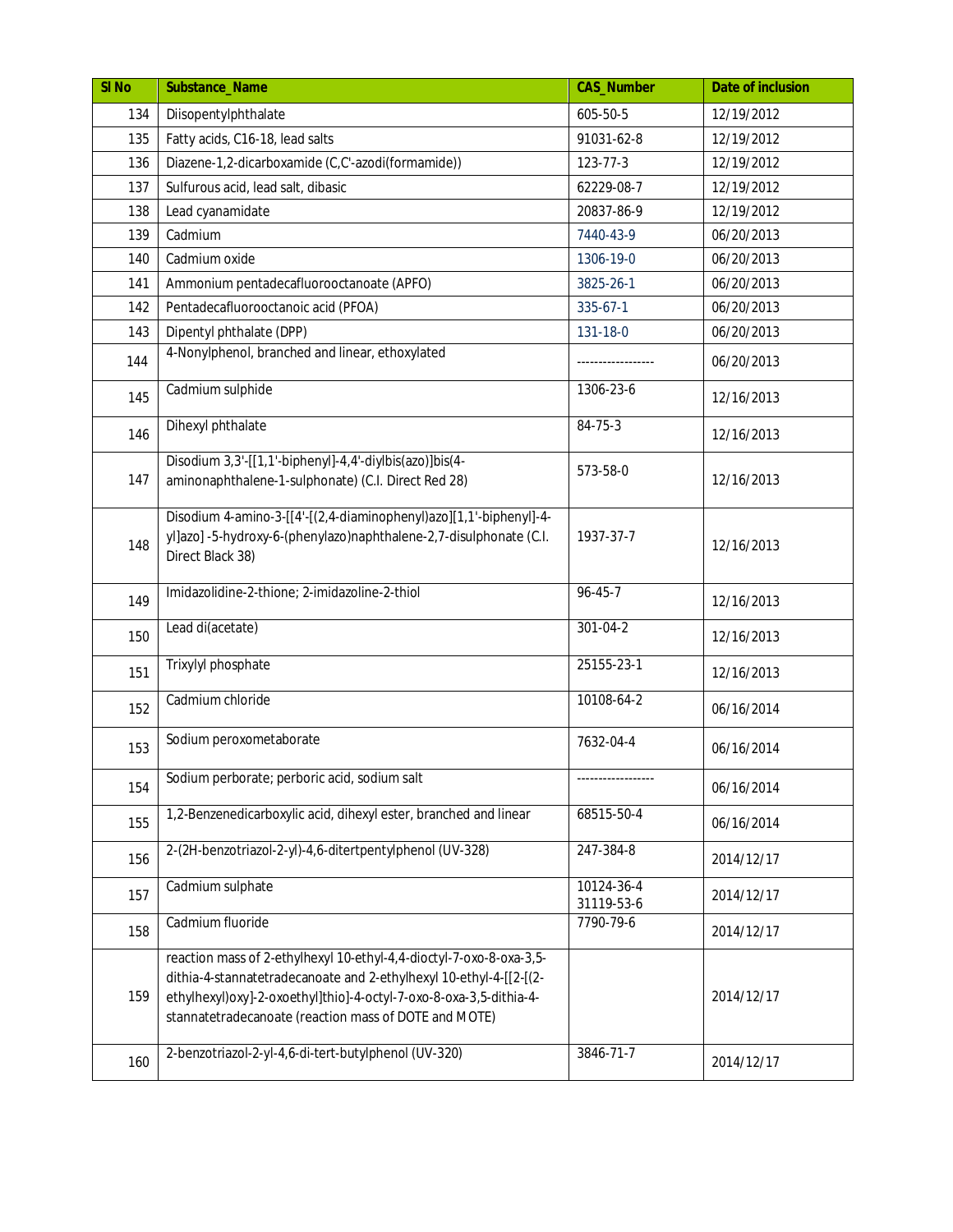| Sl No | Substance_Name | CAS_Number | Date of inclusion |
|---|---|---|---|
| 134 | Diisopentylphthalate | 605-50-5 | 12/19/2012 |
| 135 | Fatty acids, C16-18, lead salts | 91031-62-8 | 12/19/2012 |
| 136 | Diazene-1,2-dicarboxamide (C,C'-azodi(formamide)) | 123-77-3 | 12/19/2012 |
| 137 | Sulfurous acid, lead salt, dibasic | 62229-08-7 | 12/19/2012 |
| 138 | Lead cyanamidate | 20837-86-9 | 12/19/2012 |
| 139 | Cadmium | 7440-43-9 | 06/20/2013 |
| 140 | Cadmium oxide | 1306-19-0 | 06/20/2013 |
| 141 | Ammonium pentadecafluorooctanoate (APFO) | 3825-26-1 | 06/20/2013 |
| 142 | Pentadecafluorooctanoic acid (PFOA) | 335-67-1 | 06/20/2013 |
| 143 | Dipentyl phthalate (DPP) | 131-18-0 | 06/20/2013 |
| 144 | 4-Nonylphenol, branched and linear, ethoxylated | ------------------ | 06/20/2013 |
| 145 | Cadmium sulphide | 1306-23-6 | 12/16/2013 |
| 146 | Dihexyl phthalate | 84-75-3 | 12/16/2013 |
| 147 | Disodium 3,3'-[[1,1'-biphenyl]-4,4'-diylbis(azo)]bis(4-aminonaphthalene-1-sulphonate) (C.I. Direct Red 28) | 573-58-0 | 12/16/2013 |
| 148 | Disodium 4-amino-3-[[4'-[(2,4-diaminophenyl)azo][1,1'-biphenyl]-4-yl]azo] -5-hydroxy-6-(phenylazo)naphthalene-2,7-disulphonate (C.I. Direct Black 38) | 1937-37-7 | 12/16/2013 |
| 149 | Imidazolidine-2-thione; 2-imidazoline-2-thiol | 96-45-7 | 12/16/2013 |
| 150 | Lead di(acetate) | 301-04-2 | 12/16/2013 |
| 151 | Trixylyl phosphate | 25155-23-1 | 12/16/2013 |
| 152 | Cadmium chloride | 10108-64-2 | 06/16/2014 |
| 153 | Sodium peroxometaborate | 7632-04-4 | 06/16/2014 |
| 154 | Sodium perborate; perboric acid, sodium salt | ------------------ | 06/16/2014 |
| 155 | 1,2-Benzenedicarboxylic acid, dihexyl ester, branched and linear | 68515-50-4 | 06/16/2014 |
| 156 | 2-(2H-benzotriazol-2-yl)-4,6-ditertpentylphenol (UV-328) | 247-384-8 | 2014/12/17 |
| 157 | Cadmium sulphate | 10124-36-4 31119-53-6 | 2014/12/17 |
| 158 | Cadmium fluoride | 7790-79-6 | 2014/12/17 |
| 159 | reaction mass of 2-ethylhexyl 10-ethyl-4,4-dioctyl-7-oxo-8-oxa-3,5-dithia-4-stannatetradecanoate and 2-ethylhexyl 10-ethyl-4-[[2-[(2-ethylhexyl)oxy]-2-oxoethyl]thio]-4-octyl-7-oxo-8-oxa-3,5-dithia-4-stannatetradecanoate (reaction mass of DOTE and MOTE) | | 2014/12/17 |
| 160 | 2-benzotriazol-2-yl-4,6-di-tert-butylphenol (UV-320) | 3846-71-7 | 2014/12/17 |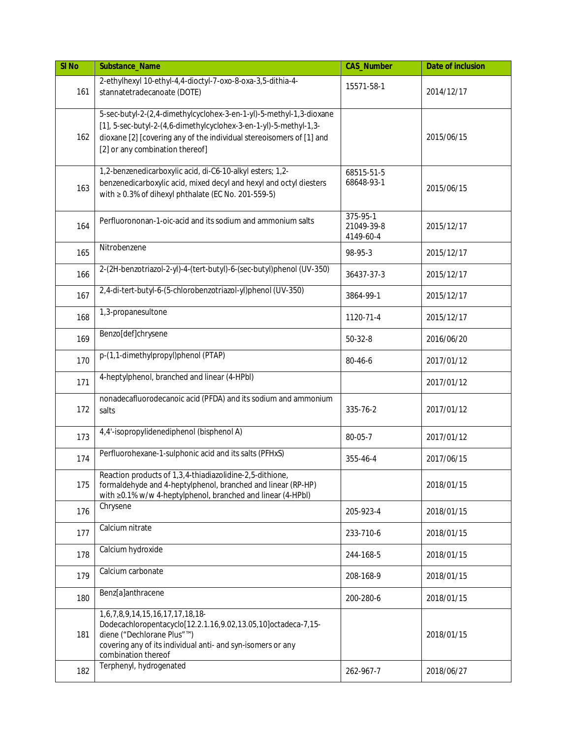| Sl No | Substance_Name | CAS_Number | Date of inclusion |
|---|---|---|---|
| 161 | 2-ethylhexyl 10-ethyl-4,4-dioctyl-7-oxo-8-oxa-3,5-dithia-4-stannatetradecanoate (DOTE) | 15571-58-1 | 2014/12/17 |
| 162 | 5-sec-butyl-2-(2,4-dimethylcyclohex-3-en-1-yl)-5-methyl-1,3-dioxane [1], 5-sec-butyl-2-(4,6-dimethylcyclohex-3-en-1-yl)-5-methyl-1,3-dioxane [2] [covering any of the individual stereoisomers of [1] and [2] or any combination thereof] | | 2015/06/15 |
| 163 | 1,2-benzenedicarboxylic acid, di-C6-10-alkyl esters; 1,2-benzenedicarboxylic acid, mixed decyl and hexyl and octyl diesters with ≥ 0.3% of dihexyl phthalate (EC No. 201-559-5) | 68515-51-5<br>68648-93-1 | 2015/06/15 |
| 164 | Perfluorononan-1-oic-acid and its sodium and ammonium salts | 375-95-1<br>21049-39-8<br>4149-60-4 | 2015/12/17 |
| 165 | Nitrobenzene | 98-95-3 | 2015/12/17 |
| 166 | 2-(2H-benzotriazol-2-yl)-4-(tert-butyl)-6-(sec-butyl)phenol (UV-350) | 36437-37-3 | 2015/12/17 |
| 167 | 2,4-di-tert-butyl-6-(5-chlorobenzotriazol-yl)phenol (UV-350) | 3864-99-1 | 2015/12/17 |
| 168 | 1,3-propanesultone | 1120-71-4 | 2015/12/17 |
| 169 | Benzo[def]chrysene | 50-32-8 | 2016/06/20 |
| 170 | p-(1,1-dimethylpropyl)phenol (PTAP) | 80-46-6 | 2017/01/12 |
| 171 | 4-heptylphenol, branched and linear (4-HPbl) | | 2017/01/12 |
| 172 | nonadecafluorodecanoic acid (PFDA) and its sodium and ammonium salts | 335-76-2 | 2017/01/12 |
| 173 | 4,4'-isopropylidenediphenol (bisphenol A) | 80-05-7 | 2017/01/12 |
| 174 | Perfluorohexane-1-sulphonic acid and its salts (PFHxS) | 355-46-4 | 2017/06/15 |
| 175 | Reaction products of 1,3,4-thiadiazolidine-2,5-dithione, formaldehyde and 4-heptylphenol, branched and linear (RP-HP) with ≥0.1% w/w 4-heptylphenol, branched and linear (4-HPbl) | | 2018/01/15 |
| 176 | Chrysene | 205-923-4 | 2018/01/15 |
| 177 | Calcium nitrate | 233-710-6 | 2018/01/15 |
| 178 | Calcium hydroxide | 244-168-5 | 2018/01/15 |
| 179 | Calcium carbonate | 208-168-9 | 2018/01/15 |
| 180 | Benz[a]anthracene | 200-280-6 | 2018/01/15 |
| 181 | 1,6,7,8,9,14,15,16,17,17,18,18-Dodecachloropentacyclo[12.2.1.16,9.02,13.05,10]octadeca-7,15-diene (“Dechlorane Plus”™) covering any of its individual anti- and syn-isomers or any combination thereof | | 2018/01/15 |
| 182 | Terphenyl, hydrogenated | 262-967-7 | 2018/06/27 |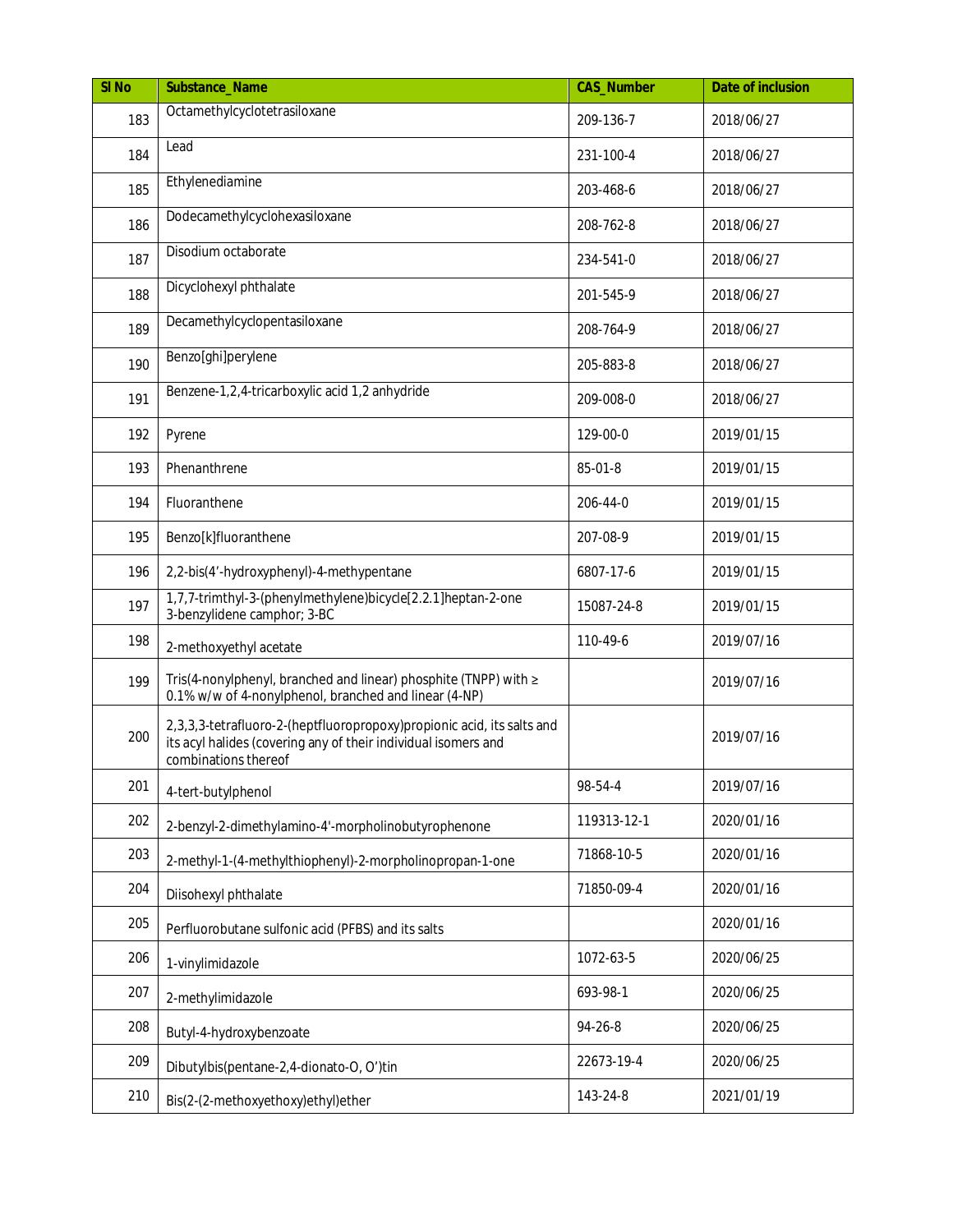| Sl No | Substance_Name | CAS_Number | Date of inclusion |
|---|---|---|---|
| 183 | Octamethylcyclotetrasiloxane | 209-136-7 | 2018/06/27 |
| 184 | Lead | 231-100-4 | 2018/06/27 |
| 185 | Ethylenediamine | 203-468-6 | 2018/06/27 |
| 186 | Dodecamethylcyclohexasiloxane | 208-762-8 | 2018/06/27 |
| 187 | Disodium octaborate | 234-541-0 | 2018/06/27 |
| 188 | Dicyclohexyl phthalate | 201-545-9 | 2018/06/27 |
| 189 | Decamethylcyclopentasiloxane | 208-764-9 | 2018/06/27 |
| 190 | Benzo[ghi]perylene | 205-883-8 | 2018/06/27 |
| 191 | Benzene-1,2,4-tricarboxylic acid 1,2 anhydride | 209-008-0 | 2018/06/27 |
| 192 | Pyrene | 129-00-0 | 2019/01/15 |
| 193 | Phenanthrene | 85-01-8 | 2019/01/15 |
| 194 | Fluoranthene | 206-44-0 | 2019/01/15 |
| 195 | Benzo[k]fluoranthene | 207-08-9 | 2019/01/15 |
| 196 | 2,2-bis(4'-hydroxyphenyl)-4-methypentane | 6807-17-6 | 2019/01/15 |
| 197 | 1,7,7-trimthyl-3-(phenylmethylene)bicycle[2.2.1]heptan-2-one 3-benzylidene camphor; 3-BC | 15087-24-8 | 2019/01/15 |
| 198 | 2-methoxyethyl acetate | 110-49-6 | 2019/07/16 |
| 199 | Tris(4-nonylphenyl, branched and linear) phosphite (TNPP) with ≥ 0.1% w/w of 4-nonylphenol, branched and linear (4-NP) | | 2019/07/16 |
| 200 | 2,3,3,3-tetrafluoro-2-(heptfluoropropoxy)propionic acid, its salts and its acyl halides (covering any of their individual isomers and combinations thereof | | 2019/07/16 |
| 201 | 4-tert-butylphenol | 98-54-4 | 2019/07/16 |
| 202 | 2-benzyl-2-dimethylamino-4'-morpholinobutyrophenone | 119313-12-1 | 2020/01/16 |
| 203 | 2-methyl-1-(4-methylthiophenyl)-2-morpholinopropan-1-one | 71868-10-5 | 2020/01/16 |
| 204 | Diisohexyl phthalate | 71850-09-4 | 2020/01/16 |
| 205 | Perfluorobutane sulfonic acid (PFBS) and its salts | | 2020/01/16 |
| 206 | 1-vinylimidazole | 1072-63-5 | 2020/06/25 |
| 207 | 2-methylimidazole | 693-98-1 | 2020/06/25 |
| 208 | Butyl-4-hydroxybenzoate | 94-26-8 | 2020/06/25 |
| 209 | Dibutylbis(pentane-2,4-dionato-O, O')tin | 22673-19-4 | 2020/06/25 |
| 210 | Bis(2-(2-methoxyethoxy)ethyl)ether | 143-24-8 | 2021/01/19 |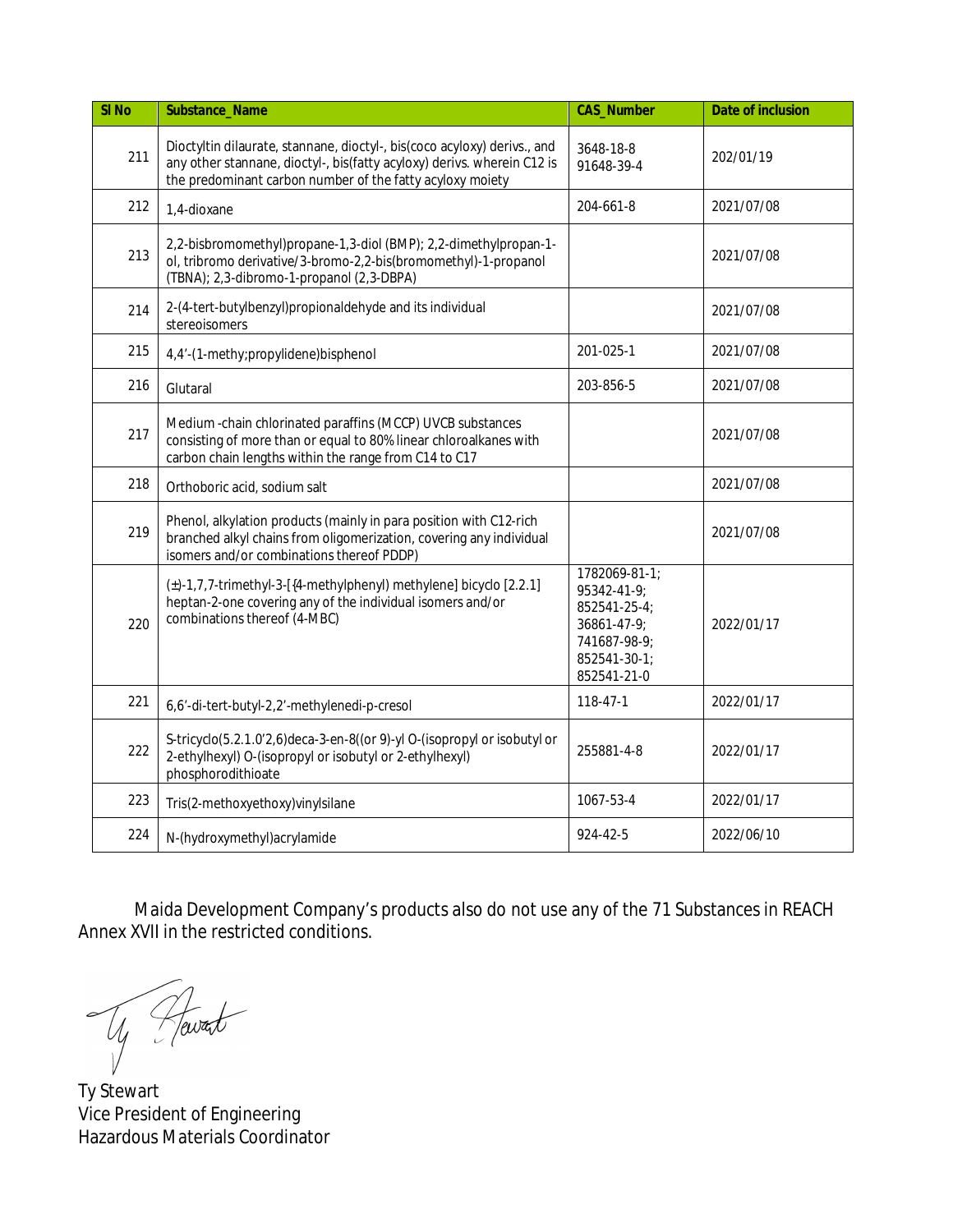| SI No | Substance_Name | CAS_Number | Date of inclusion |
|---|---|---|---|
| 211 | Dioctyltin dilaurate, stannane, dioctyl-, bis(coco acyloxy) derivs., and any other stannane, dioctyl-, bis(fatty acyloxy) derivs. wherein C12 is the predominant carbon number of the fatty acyloxy moiety | 3648-18-8 91648-39-4 | 202/01/19 |
| 212 | 1,4-dioxane | 204-661-8 | 2021/07/08 |
| 213 | 2,2-bisbromomethyl)propane-1,3-diol (BMP); 2,2-dimethylpropan-1-ol, tribromo derivative/3-bromo-2,2-bis(bromomethyl)-1-propanol (TBNA); 2,3-dibromo-1-propanol (2,3-DBPA) | | 2021/07/08 |
| 214 | 2-(4-tert-butylbenzyl)propionaldehyde and its individual stereoisomers | | 2021/07/08 |
| 215 | 4,4'-(1-methy;propylidene)bisphenol | 201-025-1 | 2021/07/08 |
| 216 | Glutaral | 203-856-5 | 2021/07/08 |
| 217 | Medium -chain chlorinated paraffins (MCCP) UVCB substances consisting of more than or equal to 80% linear chloroalkanes with carbon chain lengths within the range from C14 to C17 | | 2021/07/08 |
| 218 | Orthoboric acid, sodium salt | | 2021/07/08 |
| 219 | Phenol, alkylation products (mainly in para position with C12-rich branched alkyl chains from oligomerization, covering any individual isomers and/or combinations thereof PDDP) | | 2021/07/08 |
| 220 | (±)-1,7,7-trimethyl-3-[(4-methylphenyl) methylene] bicyclo [2.2.1] heptan-2-one covering any of the individual isomers and/or combinations thereof (4-MBC) | 1782069-81-1; 95342-41-9; 852541-25-4; 36861-47-9; 741687-98-9; 852541-30-1; 852541-21-0 | 2022/01/17 |
| 221 | 6,6'-di-tert-butyl-2,2'-methylenedi-p-cresol | 118-47-1 | 2022/01/17 |
| 222 | S-tricyclo(5.2.1.0'2,6)deca-3-en-8((or 9)-yl O-(isopropyl or isobutyl or 2-ethylhexyl) O-(isopropyl or isobutyl or 2-ethylhexyl) phosphorodithioate | 255881-4-8 | 2022/01/17 |
| 223 | Tris(2-methoxyethoxy)vinylsilane | 1067-53-4 | 2022/01/17 |
| 224 | N-(hydroxymethyl)acrylamide | 924-42-5 | 2022/06/10 |

Maida Development Company's products also do not use any of the 71 Substances in REACH Annex XVII in the restricted conditions.

Ty Stewart
Vice President of Engineering
Hazardous Materials Coordinator